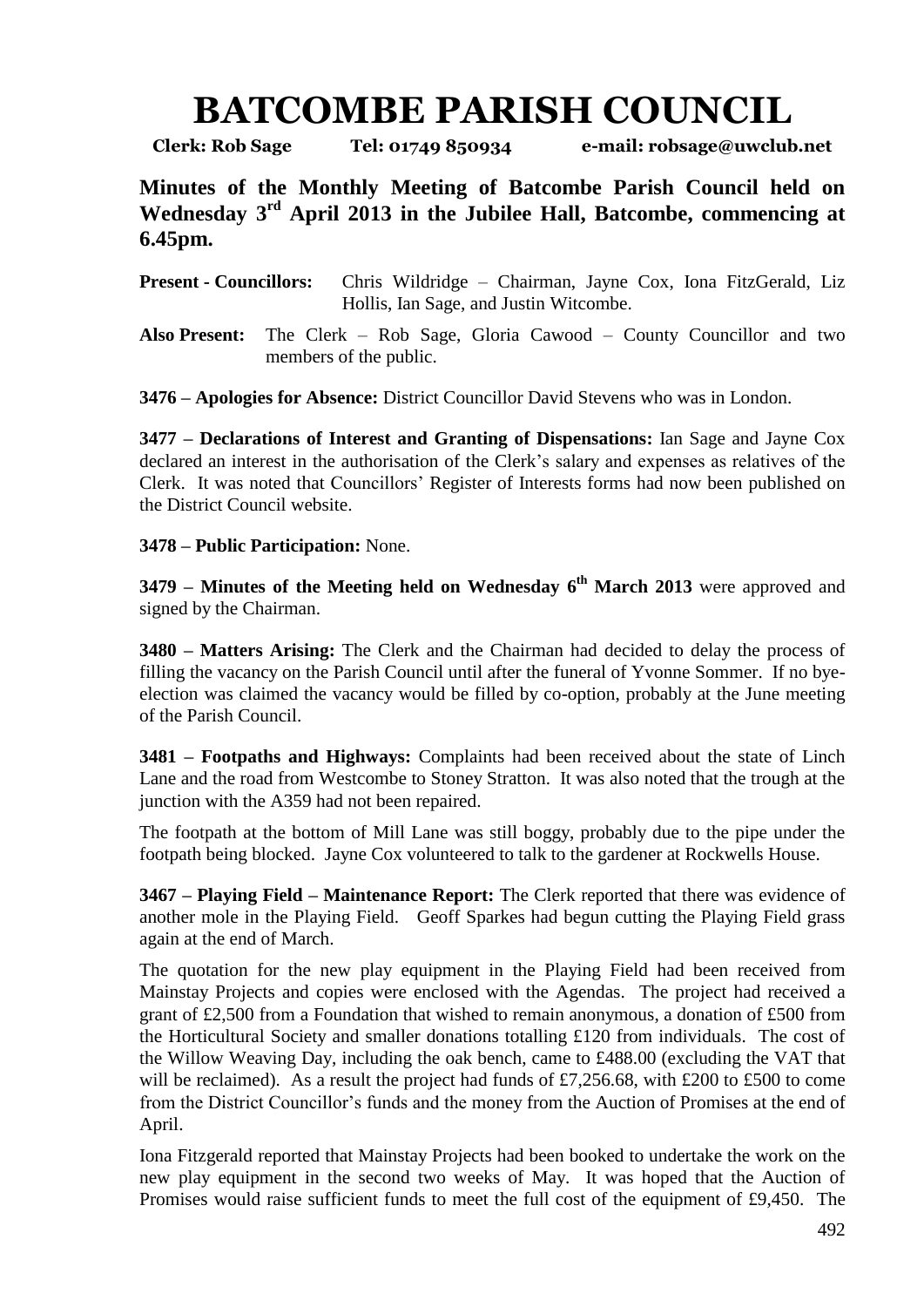# BATCOMBE PARISH COUNCIL

**Clerk: Rob Sage Tel: 01749 850934 e-mail: robsage@uwclub.net**

**Minutes of the Monthly Meeting of Batcombe Parish Council held on Wednesday 3rd April 2013 in the Jubilee Hall, Batcombe, commencing at 6.45pm.**

**Present - Councillors:** Chris Wildridge – Chairman, Jayne Cox, Iona FitzGerald, Liz Hollis, Ian Sage, and Justin Witcombe.

**Also Present:** The Clerk – Rob Sage, Gloria Cawood – County Councillor and two members of the public.

**3476 – Apologies for Absence:** District Councillor David Stevens who was in London.

**3477 – Declarations of Interest and Granting of Dispensations:** Ian Sage and Jayne Cox declared an interest in the authorisation of the Clerk's salary and expenses as relatives of the Clerk. It was noted that Councillors' Register of Interests forms had now been published on the District Council website.

**3478 – Public Participation:** None.

**3479 – Minutes of the Meeting held on Wednesday 6th March 2013** were approved and signed by the Chairman.

**3480 – Matters Arising:** The Clerk and the Chairman had decided to delay the process of filling the vacancy on the Parish Council until after the funeral of Yvonne Sommer. If no bye-election was claimed the vacancy would be filled by co-option, probably at the June meeting of the Parish Council.

**3481 – Footpaths and Highways:** Complaints had been received about the state of Linch Lane and the road from Westcombe to Stoney Stratton. It was also noted that the trough at the junction with the A359 had not been repaired.

The footpath at the bottom of Mill Lane was still boggy, probably due to the pipe under the footpath being blocked. Jayne Cox volunteered to talk to the gardener at Rockwells House.

**3467 – Playing Field – Maintenance Report:** The Clerk reported that there was evidence of another mole in the Playing Field. Geoff Sparkes had begun cutting the Playing Field grass again at the end of March.

The quotation for the new play equipment in the Playing Field had been received from Mainstay Projects and copies were enclosed with the Agendas. The project had received a grant of £2,500 from a Foundation that wished to remain anonymous, a donation of £500 from the Horticultural Society and smaller donations totalling £120 from individuals. The cost of the Willow Weaving Day, including the oak bench, came to £488.00 (excluding the VAT that will be reclaimed). As a result the project had funds of £7,256.68, with £200 to £500 to come from the District Councillor's funds and the money from the Auction of Promises at the end of April.

Iona Fitzgerald reported that Mainstay Projects had been booked to undertake the work on the new play equipment in the second two weeks of May. It was hoped that the Auction of Promises would raise sufficient funds to meet the full cost of the equipment of £9,450. The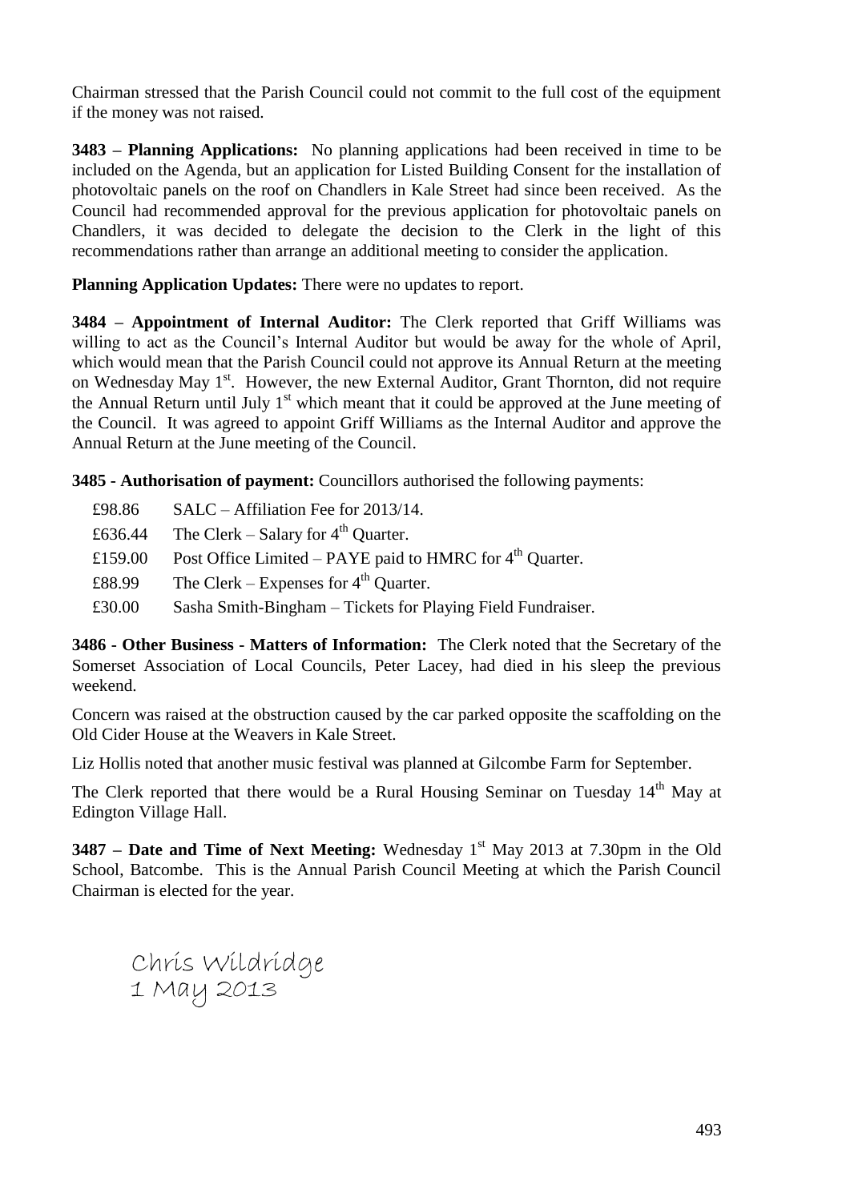Chairman stressed that the Parish Council could not commit to the full cost of the equipment if the money was not raised.

**3483 – Planning Applications:** No planning applications had been received in time to be included on the Agenda, but an application for Listed Building Consent for the installation of photovoltaic panels on the roof on Chandlers in Kale Street had since been received. As the Council had recommended approval for the previous application for photovoltaic panels on Chandlers, it was decided to delegate the decision to the Clerk in the light of this recommendations rather than arrange an additional meeting to consider the application.

**Planning Application Updates:** There were no updates to report.

**3484 – Appointment of Internal Auditor:** The Clerk reported that Griff Williams was willing to act as the Council's Internal Auditor but would be away for the whole of April, which would mean that the Parish Council could not approve its Annual Return at the meeting on Wednesday May 1st. However, the new External Auditor, Grant Thornton, did not require the Annual Return until July 1st which meant that it could be approved at the June meeting of the Council. It was agreed to appoint Griff Williams as the Internal Auditor and approve the Annual Return at the June meeting of the Council.

**3485 - Authorisation of payment:** Councillors authorised the following payments:

| | |
|---|---|
| £98.86 | SALC – Affiliation Fee for 2013/14. |
| £636.44 | The Clerk – Salary for 4th Quarter. |
| £159.00 | Post Office Limited – PAYE paid to HMRC for 4th Quarter. |
| £88.99 | The Clerk – Expenses for 4th Quarter. |
| £30.00 | Sasha Smith-Bingham – Tickets for Playing Field Fundraiser. |

**3486 - Other Business - Matters of Information:** The Clerk noted that the Secretary of the Somerset Association of Local Councils, Peter Lacey, had died in his sleep the previous weekend.

Concern was raised at the obstruction caused by the car parked opposite the scaffolding on the Old Cider House at the Weavers in Kale Street.

Liz Hollis noted that another music festival was planned at Gilcombe Farm for September.

The Clerk reported that there would be a Rural Housing Seminar on Tuesday 14th May at Edington Village Hall.

**3487 – Date and Time of Next Meeting:** Wednesday 1st May 2013 at 7.30pm in the Old School, Batcombe. This is the Annual Parish Council Meeting at which the Parish Council Chairman is elected for the year.

Chris Wildridge
1 May 2013